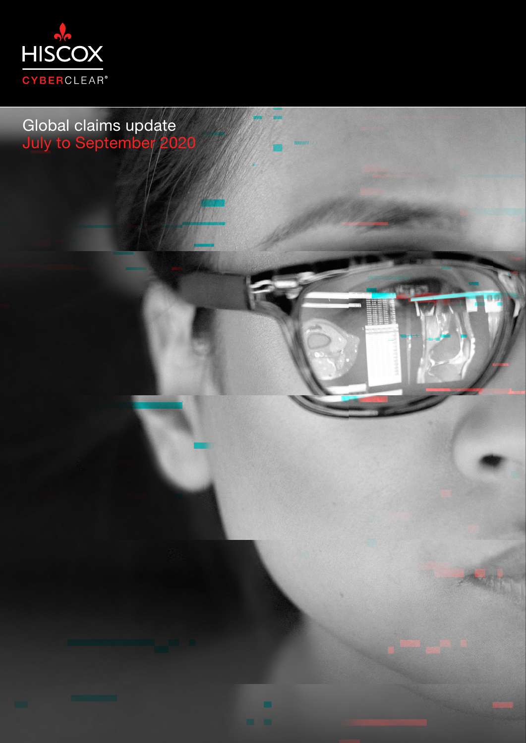HISCOX

CYBERCLEAR®

# Global claims update

## July to September 2020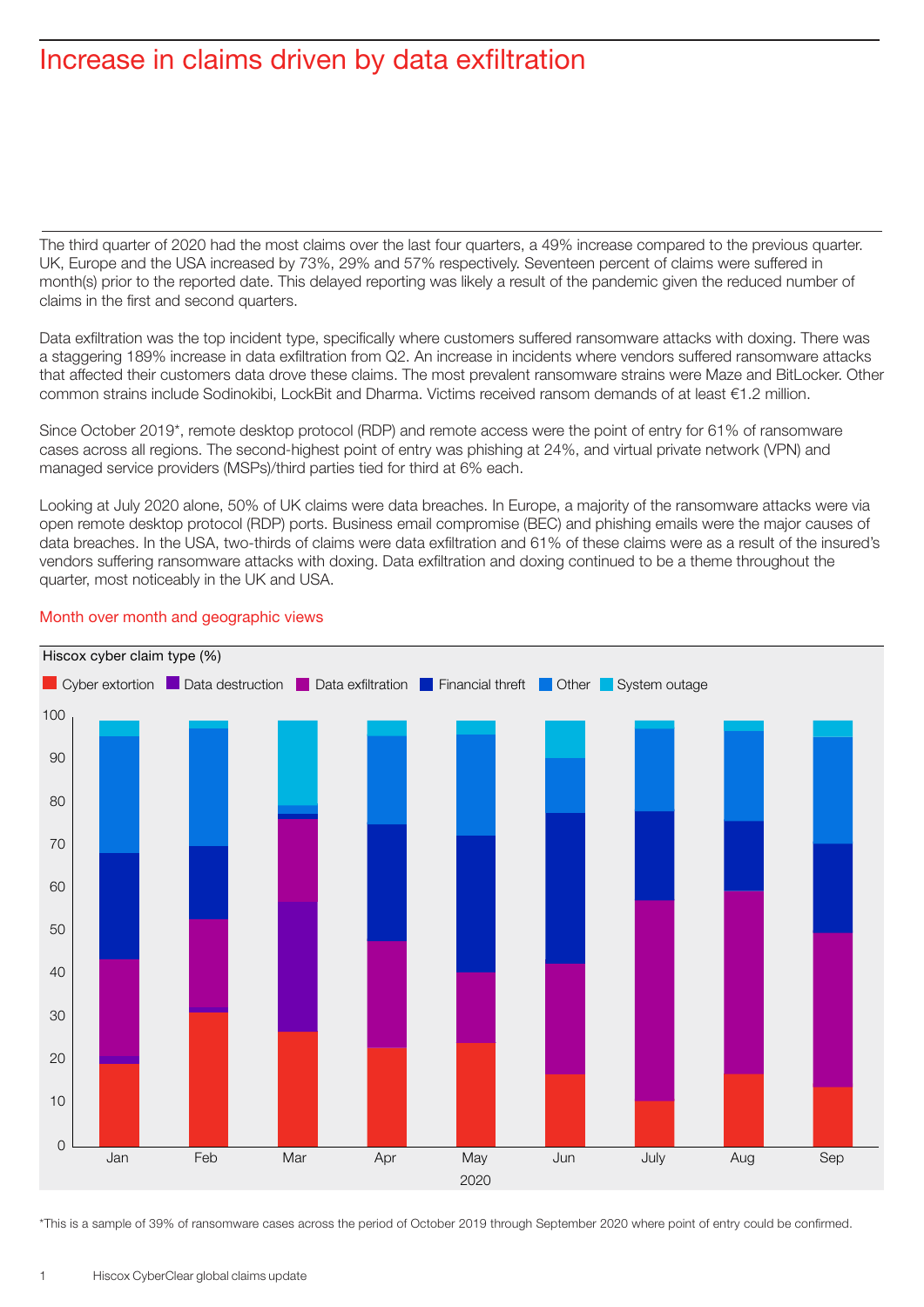# Increase in claims driven by data exfiltration

The third quarter of 2020 had the most claims over the last four quarters, a 49% increase compared to the previous quarter. UK, Europe and the USA increased by 73%, 29% and 57% respectively. Seventeen percent of claims were suffered in month(s) prior to the reported date. This delayed reporting was likely a result of the pandemic given the reduced number of claims in the first and second quarters.

Data exfiltration was the top incident type, specifically where customers suffered ransomware attacks with doxing. There was a staggering 189% increase in data exfiltration from Q2. An increase in incidents where vendors suffered ransomware attacks that affected their customers data drove these claims. The most prevalent ransomware strains were Maze and BitLocker. Other common strains include Sodinokibi, LockBit and Dharma. Victims received ransom demands of at least €1.2 million.

Since October 2019*, remote desktop protocol (RDP) and remote access were the point of entry for 61% of ransomware cases across all regions. The second-highest point of entry was phishing at 24%, and virtual private network (VPN) and managed service providers (MSPs)/third parties tied for third at 6% each.

Looking at July 2020 alone, 50% of UK claims were data breaches. In Europe, a majority of the ransomware attacks were via open remote desktop protocol (RDP) ports. Business email compromise (BEC) and phishing emails were the major causes of data breaches. In the USA, two-thirds of claims were data exfiltration and 61% of these claims were as a result of the insured's vendors suffering ransomware attacks with doxing. Data exfiltration and doxing continued to be a theme throughout the quarter, most noticeably in the UK and USA.

## Month over month and geographic views

Hiscox cyber claim type (%)

Cyber extortion | Data destruction | Data exfiltration | Financial threft | Other | System outage

Jan | Feb | Mar | Apr | May | Jun | July | Aug | Sep

2020

*This is a sample of 39% of ransomware cases across the period of October 2019 through September 2020 where point of entry could be confirmed.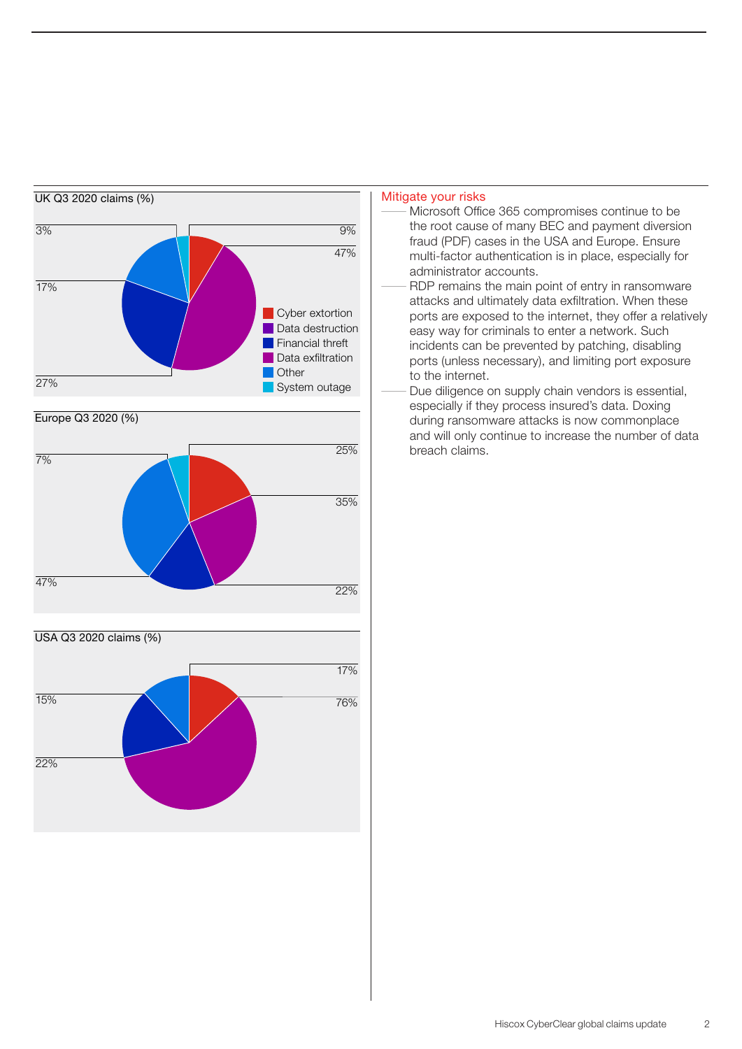UK Q3 2020 claims (%)

- 3%
- 9%
- 47%
- 17%
- 27%

Cyber extortion
Data destruction
Financial threft
Data exfiltration
Other
System outage

Europe Q3 2020 (%)

- 7%
- 25%
- 35%
- 47%
- 22%

USA Q3 2020 claims (%)

- 17%
- 15%
- 76%
- 22%

## Mitigate your risks

- Microsoft Office 365 compromises continue to be the root cause of many BEC and payment diversion fraud (PDF) cases in the USA and Europe. Ensure multi-factor authentication is in place, especially for administrator accounts.
- RDP remains the main point of entry in ransomware attacks and ultimately data exfiltration. When these ports are exposed to the internet, they offer a relatively easy way for criminals to enter a network. Such incidents can be prevented by patching, disabling ports (unless necessary), and limiting port exposure to the internet.
- Due diligence on supply chain vendors is essential, especially if they process insured's data. Doxing during ransomware attacks is now commonplace and will only continue to increase the number of data breach claims.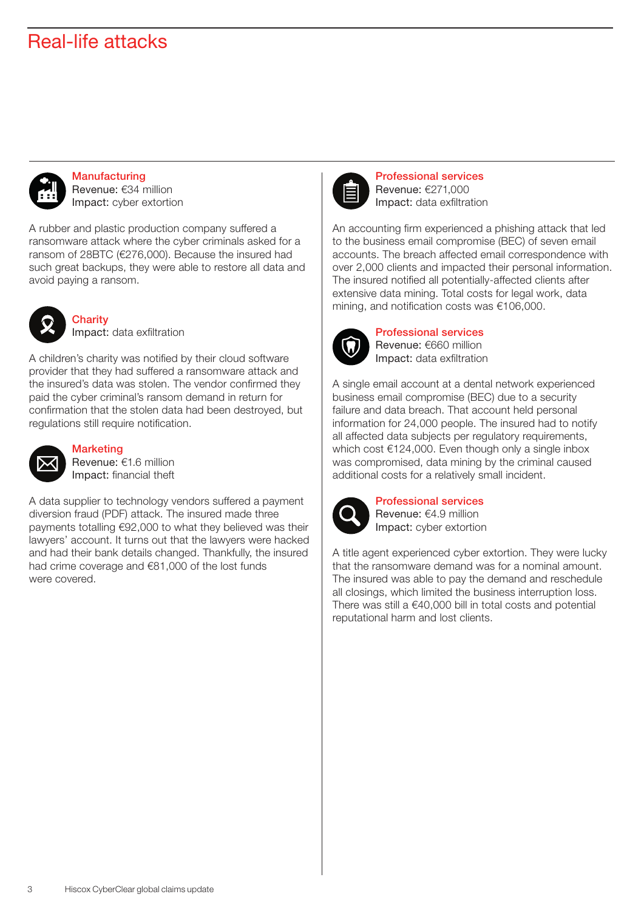# Real-life attacks

### Manufacturing

Revenue: €34 million
Impact: cyber extortion

A rubber and plastic production company suffered a ransomware attack where the cyber criminals asked for a ransom of 28BTC (€276,000). Because the insured had such great backups, they were able to restore all data and avoid paying a ransom.

### Charity

Impact: data exfiltration

A children's charity was notified by their cloud software provider that they had suffered a ransomware attack and the insured's data was stolen. The vendor confirmed they paid the cyber criminal's ransom demand in return for confirmation that the stolen data had been destroyed, but regulations still require notification.

### Marketing

Revenue: €1.6 million
Impact: financial theft

A data supplier to technology vendors suffered a payment diversion fraud (PDF) attack. The insured made three payments totalling €92,000 to what they believed was their lawyers' account. It turns out that the lawyers were hacked and had their bank details changed. Thankfully, the insured had crime coverage and €81,000 of the lost funds were covered.

### Professional services

Revenue: €271,000
Impact: data exfiltration

An accounting firm experienced a phishing attack that led to the business email compromise (BEC) of seven email accounts. The breach affected email correspondence with over 2,000 clients and impacted their personal information. The insured notified all potentially-affected clients after extensive data mining. Total costs for legal work, data mining, and notification costs was €106,000.

### Professional services

Revenue: €660 million
Impact: data exfiltration

A single email account at a dental network experienced business email compromise (BEC) due to a security failure and data breach. That account held personal information for 24,000 people. The insured had to notify all affected data subjects per regulatory requirements, which cost €124,000. Even though only a single inbox was compromised, data mining by the criminal caused additional costs for a relatively small incident.

### Professional services

Revenue: €4.9 million
Impact: cyber extortion

A title agent experienced cyber extortion. They were lucky that the ransomware demand was for a nominal amount. The insured was able to pay the demand and reschedule all closings, which limited the business interruption loss. There was still a €40,000 bill in total costs and potential reputational harm and lost clients.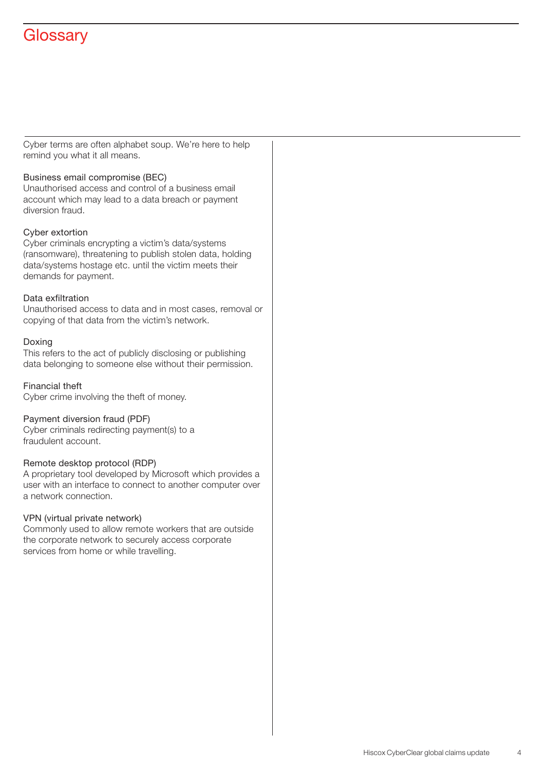# Glossary

Cyber terms are often alphabet soup. We're here to help remind you what it all means.

### Business email compromise (BEC)

Unauthorised access and control of a business email account which may lead to a data breach or payment diversion fraud.

### Cyber extortion

Cyber criminals encrypting a victim's data/systems (ransomware), threatening to publish stolen data, holding data/systems hostage etc. until the victim meets their demands for payment.

### Data exfiltration

Unauthorised access to data and in most cases, removal or copying of that data from the victim's network.

### Doxing

This refers to the act of publicly disclosing or publishing data belonging to someone else without their permission.

### Financial theft

Cyber crime involving the theft of money.

### Payment diversion fraud (PDF)

Cyber criminals redirecting payment(s) to a fraudulent account.

### Remote desktop protocol (RDP)

A proprietary tool developed by Microsoft which provides a user with an interface to connect to another computer over a network connection.

### VPN (virtual private network)

Commonly used to allow remote workers that are outside the corporate network to securely access corporate services from home or while travelling.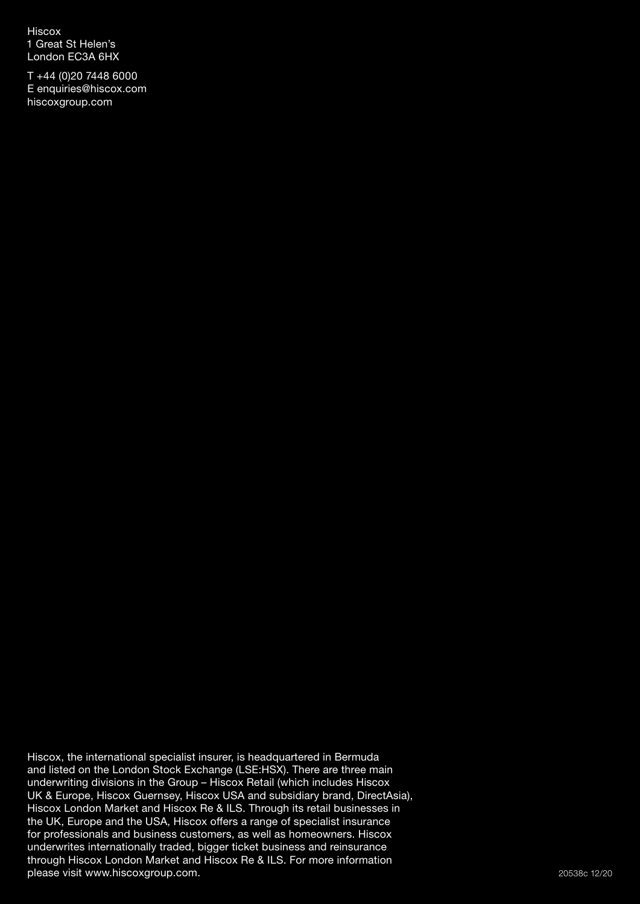Hiscox
1 Great St Helen's
London EC3A 6HX

T +44 (0)20 7448 6000
E enquiries@hiscox.com
hiscoxgroup.com

Hiscox, the international specialist insurer, is headquartered in Bermuda and listed on the London Stock Exchange (LSE:HSX). There are three main underwriting divisions in the Group – Hiscox Retail (which includes Hiscox UK & Europe, Hiscox Guernsey, Hiscox USA and subsidiary brand, DirectAsia), Hiscox London Market and Hiscox Re & ILS. Through its retail businesses in the UK, Europe and the USA, Hiscox offers a range of specialist insurance for professionals and business customers, as well as homeowners. Hiscox underwrites internationally traded, bigger ticket business and reinsurance through Hiscox London Market and Hiscox Re & ILS. For more information please visit www.hiscoxgroup.com.

20538c 12/20